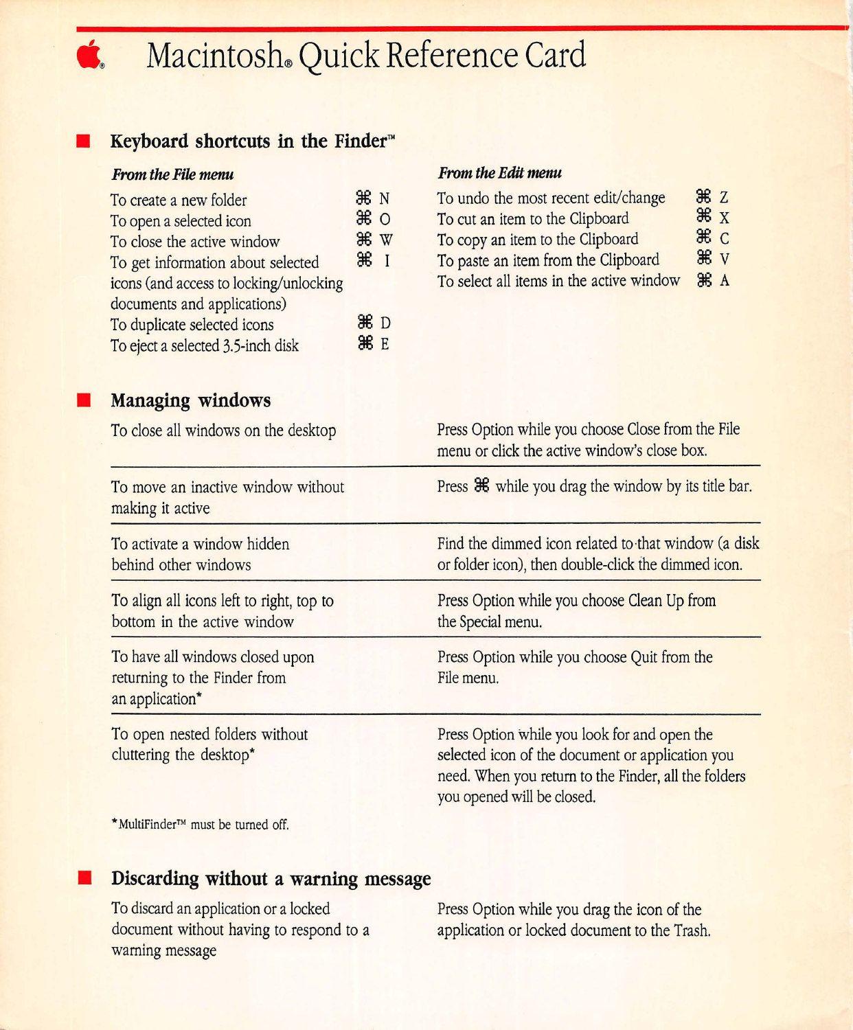# Macintosh® Quick Reference Card

## Keyboard shortcuts in the Finder™

### *From the File menu*

| | |
|---|---|
| To create a new folder | ⌘ N |
| To open a selected icon | ⌘ O |
| To close the active window | ⌘ W |
| To get information about selected icons (and access to locking/unlocking documents and applications) | ⌘ I |
| To duplicate selected icons | ⌘ D |
| To eject a selected 3.5-inch disk | ⌘ E |

### *From the Edit menu*

| | |
|---|---|
| To undo the most recent edit/change | ⌘ Z |
| To cut an item to the Clipboard | ⌘ X |
| To copy an item to the Clipboard | ⌘ C |
| To paste an item from the Clipboard | ⌘ V |
| To select all items in the active window | ⌘ A |

## Managing windows

| | |
|---|---|
| To close all windows on the desktop | Press Option while you choose Close from the File menu or click the active window's close box. |
| To move an inactive window without making it active | Press ⌘ while you drag the window by its title bar. |
| To activate a window hidden behind other windows | Find the dimmed icon related to that window (a disk or folder icon), then double-click the dimmed icon. |
| To align all icons left to right, top to bottom in the active window | Press Option while you choose Clean Up from the Special menu. |
| To have all windows closed upon returning to the Finder from an application* | Press Option while you choose Quit from the File menu. |
| To open nested folders without cluttering the desktop* | Press Option while you look for and open the selected icon of the document or application you need. When you return to the Finder, all the folders you opened will be closed. |

*MultiFinder™ must be turned off.

## Discarding without a warning message

| | |
|---|---|
| To discard an application or a locked document without having to respond to a warning message | Press Option while you drag the icon of the application or locked document to the Trash. |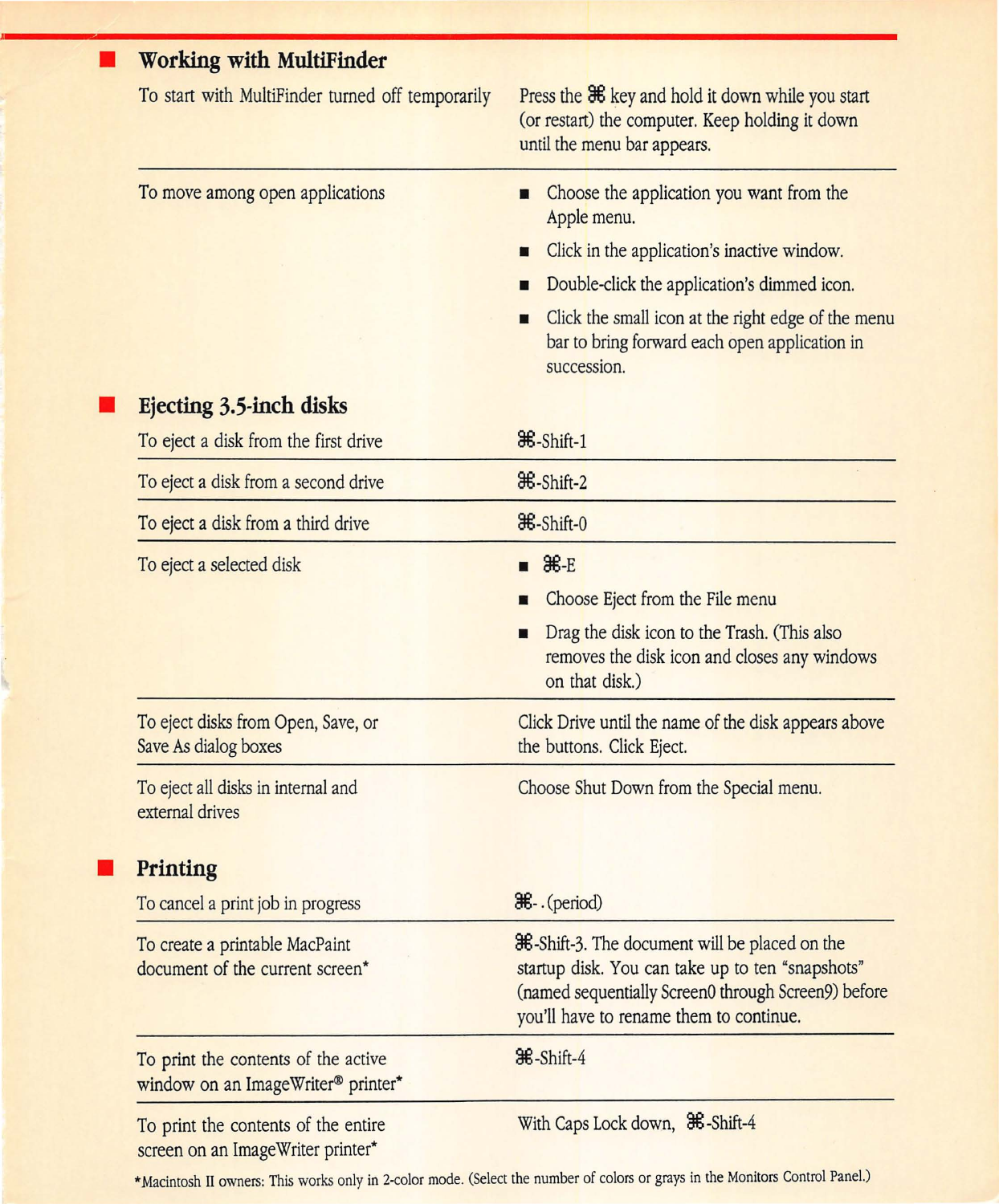## Working with MultiFinder

| | |
|---|---|
| To start with MultiFinder turned off temporarily | Press the ⌘ key and hold it down while you start (or restart) the computer. Keep holding it down until the menu bar appears. |
| To move among open applications | ■ Choose the application you want from the Apple menu.<br>■ Click in the application's inactive window.<br>■ Double-click the application's dimmed icon.<br>■ Click the small icon at the right edge of the menu bar to bring forward each open application in succession. |

## Ejecting 3.5-inch disks

| | |
|---|---|
| To eject a disk from the first drive | ⌘-Shift-1 |
| To eject a disk from a second drive | ⌘-Shift-2 |
| To eject a disk from a third drive | ⌘-Shift-0 |
| To eject a selected disk | ■ ⌘-E<br>■ Choose Eject from the File menu<br>■ Drag the disk icon to the Trash. (This also removes the disk icon and closes any windows on that disk.) |
| To eject disks from Open, Save, or Save As dialog boxes | Click Drive until the name of the disk appears above the buttons. Click Eject. |
| To eject all disks in internal and external drives | Choose Shut Down from the Special menu. |

## Printing

| | |
|---|---|
| To cancel a print job in progress | ⌘-. (period) |
| To create a printable MacPaint document of the current screen* | ⌘-Shift-3. The document will be placed on the startup disk. You can take up to ten "snapshots" (named sequentially Screen0 through Screen9) before you'll have to rename them to continue. |
| To print the contents of the active window on an ImageWriter® printer* | ⌘-Shift-4 |
| To print the contents of the entire screen on an ImageWriter printer* | With Caps Lock down, ⌘-Shift-4 |

*Macintosh II owners: This works only in 2-color mode. (Select the number of colors or grays in the Monitors Control Panel.)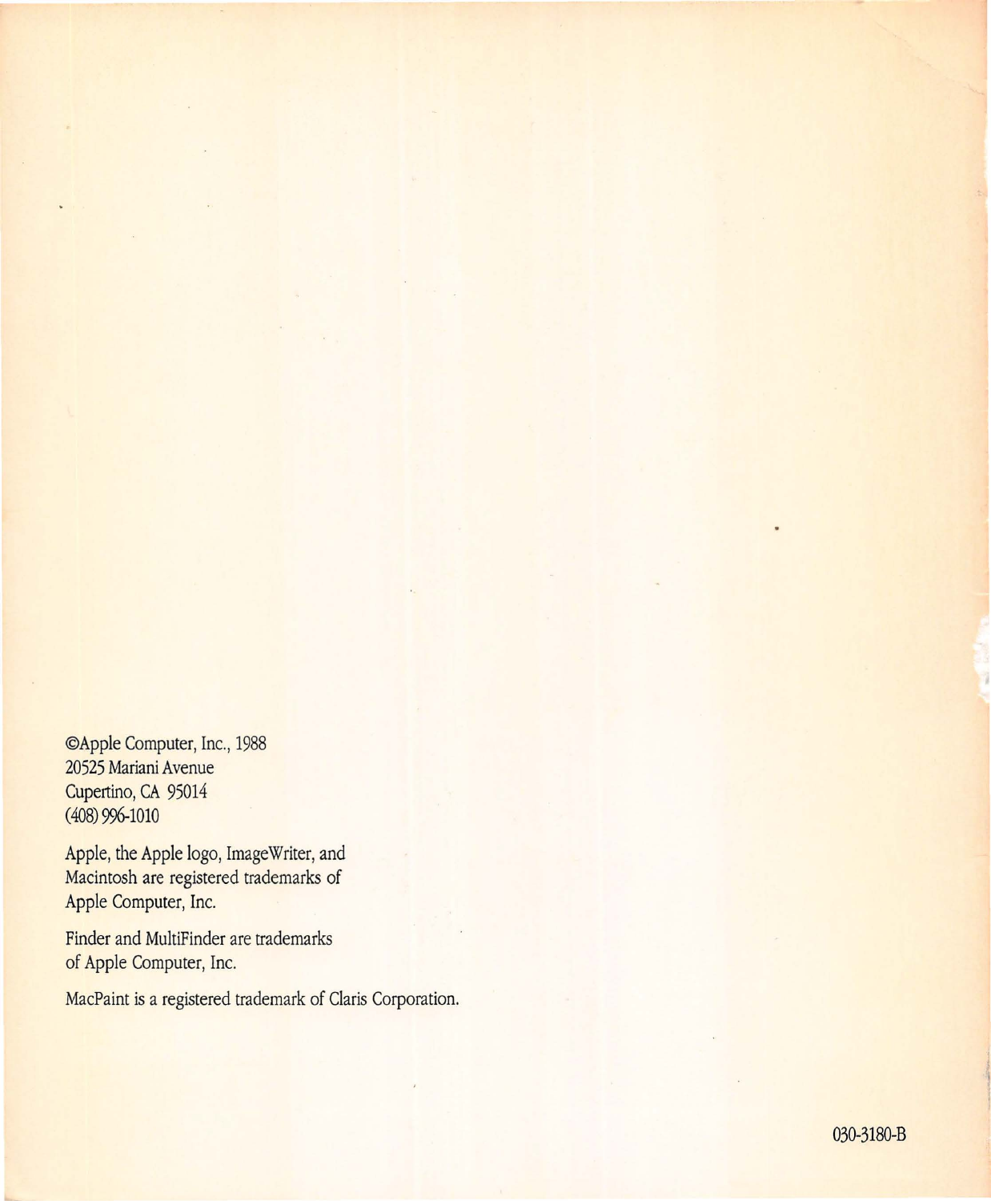©Apple Computer, Inc., 1988
20525 Mariani Avenue
Cupertino, CA 95014
(408) 996-1010

Apple, the Apple logo, ImageWriter, and Macintosh are registered trademarks of Apple Computer, Inc.

Finder and MultiFinder are trademarks of Apple Computer, Inc.

MacPaint is a registered trademark of Claris Corporation.

030-3180-B